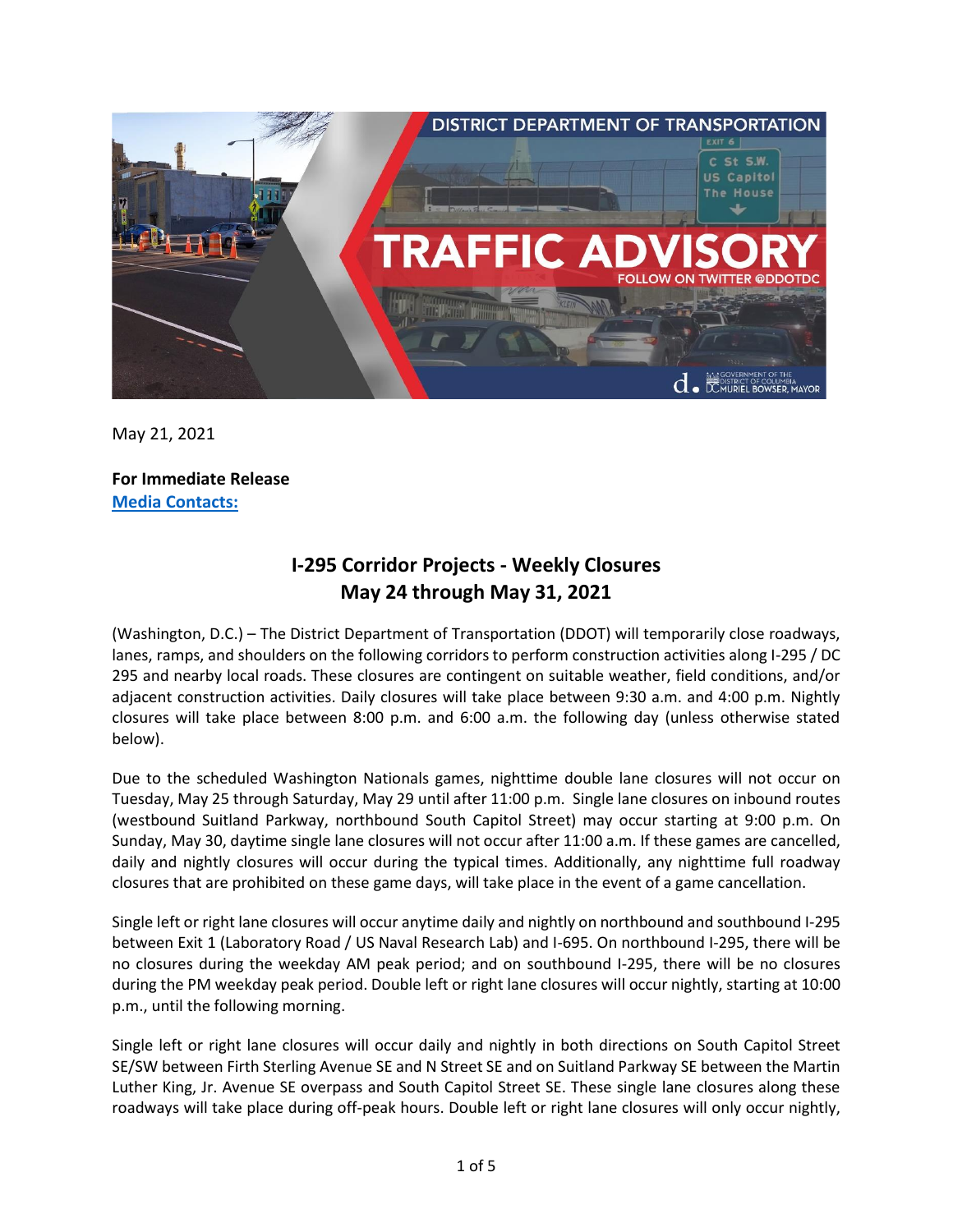May 21, 2021

**For Immediate Release**
**Media Contacts:**

## I-295 Corridor Projects - Weekly Closures
## May 24 through May 31, 2021

(Washington, D.C.) – The District Department of Transportation (DDOT) will temporarily close roadways, lanes, ramps, and shoulders on the following corridors to perform construction activities along I-295 / DC 295 and nearby local roads. These closures are contingent on suitable weather, field conditions, and/or adjacent construction activities. Daily closures will take place between 9:30 a.m. and 4:00 p.m. Nightly closures will take place between 8:00 p.m. and 6:00 a.m. the following day (unless otherwise stated below).

Due to the scheduled Washington Nationals games, nighttime double lane closures will not occur on Tuesday, May 25 through Saturday, May 29 until after 11:00 p.m. Single lane closures on inbound routes (westbound Suitland Parkway, northbound South Capitol Street) may occur starting at 9:00 p.m. On Sunday, May 30, daytime single lane closures will not occur after 11:00 a.m. If these games are cancelled, daily and nightly closures will occur during the typical times. Additionally, any nighttime full roadway closures that are prohibited on these game days, will take place in the event of a game cancellation.

Single left or right lane closures will occur anytime daily and nightly on northbound and southbound I-295 between Exit 1 (Laboratory Road / US Naval Research Lab) and I-695. On northbound I-295, there will be no closures during the weekday AM peak period; and on southbound I-295, there will be no closures during the PM weekday peak period. Double left or right lane closures will occur nightly, starting at 10:00 p.m., until the following morning.

Single left or right lane closures will occur daily and nightly in both directions on South Capitol Street SE/SW between Firth Sterling Avenue SE and N Street SE and on Suitland Parkway SE between the Martin Luther King, Jr. Avenue SE overpass and South Capitol Street SE. These single lane closures along these roadways will take place during off-peak hours. Double left or right lane closures will only occur nightly,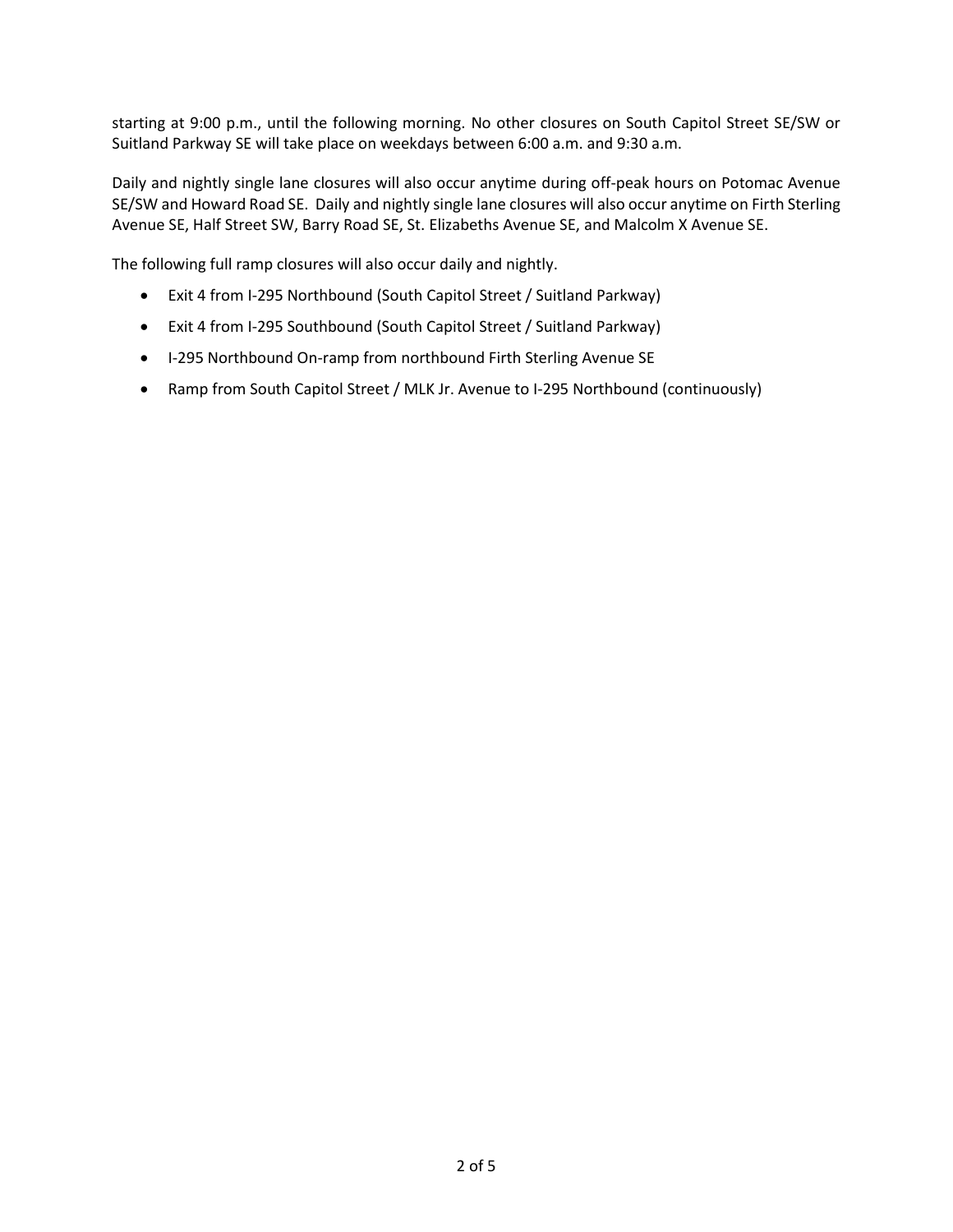starting at 9:00 p.m., until the following morning. No other closures on South Capitol Street SE/SW or Suitland Parkway SE will take place on weekdays between 6:00 a.m. and 9:30 a.m.

Daily and nightly single lane closures will also occur anytime during off-peak hours on Potomac Avenue SE/SW and Howard Road SE. Daily and nightly single lane closures will also occur anytime on Firth Sterling Avenue SE, Half Street SW, Barry Road SE, St. Elizabeths Avenue SE, and Malcolm X Avenue SE.

The following full ramp closures will also occur daily and nightly.

- Exit 4 from I-295 Northbound (South Capitol Street / Suitland Parkway)
- Exit 4 from I-295 Southbound (South Capitol Street / Suitland Parkway)
- I-295 Northbound On-ramp from northbound Firth Sterling Avenue SE
- Ramp from South Capitol Street / MLK Jr. Avenue to I-295 Northbound (continuously)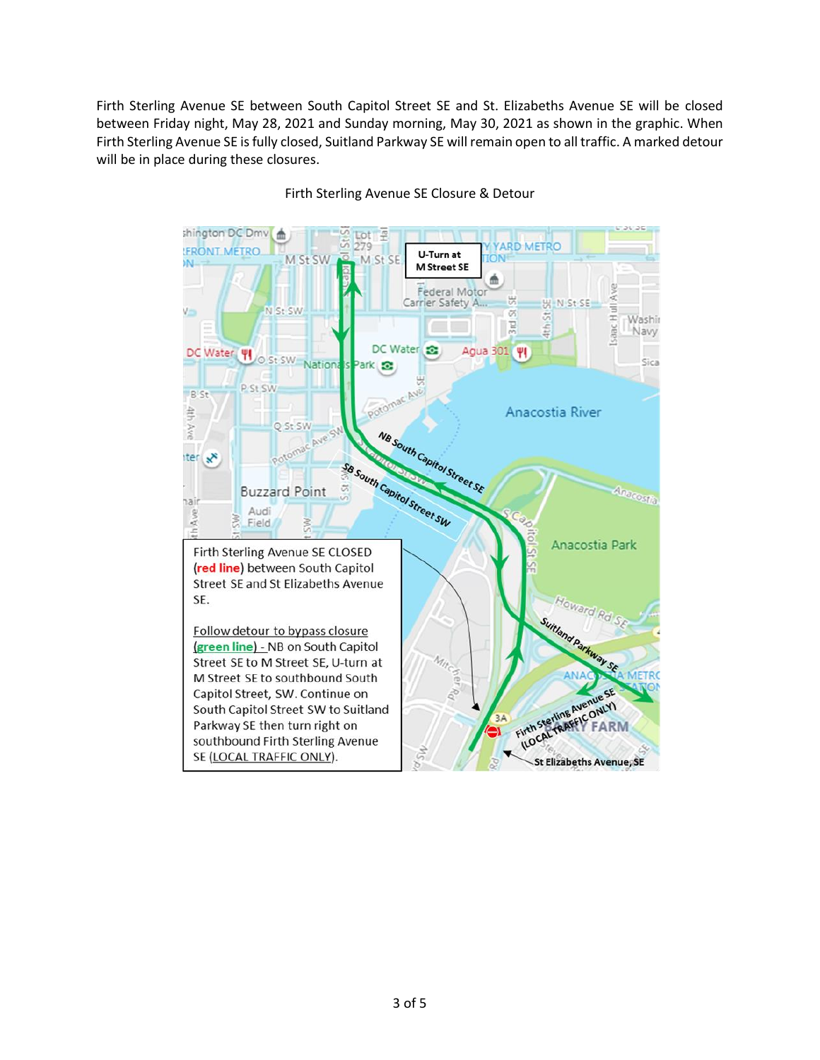Firth Sterling Avenue SE between South Capitol Street SE and St. Elizabeths Avenue SE will be closed between Friday night, May 28, 2021 and Sunday morning, May 30, 2021 as shown in the graphic. When Firth Sterling Avenue SE is fully closed, Suitland Parkway SE will remain open to all traffic. A marked detour will be in place during these closures.

Firth Sterling Avenue SE Closure & Detour

U-Turn at M Street SE

Firth Sterling Avenue SE CLOSED (**red line**) between South Capitol Street SE and St Elizabeths Avenue SE.

Follow detour to bypass closure (**green line**) - NB on South Capitol Street SE to M Street SE, U-turn at M Street SE to southbound South Capitol Street, SW. Continue on South Capitol Street SW to Suitland Parkway SE then turn right on southbound Firth Sterling Avenue SE (LOCAL TRAFFIC ONLY).

NB South Capitol Street SE

SB South Capitol Street SW

Suitland Parkway SE

Firth Sterling Avenue SE (LOCAL TRAFFIC ONLY)

St Elizabeths Avenue, SE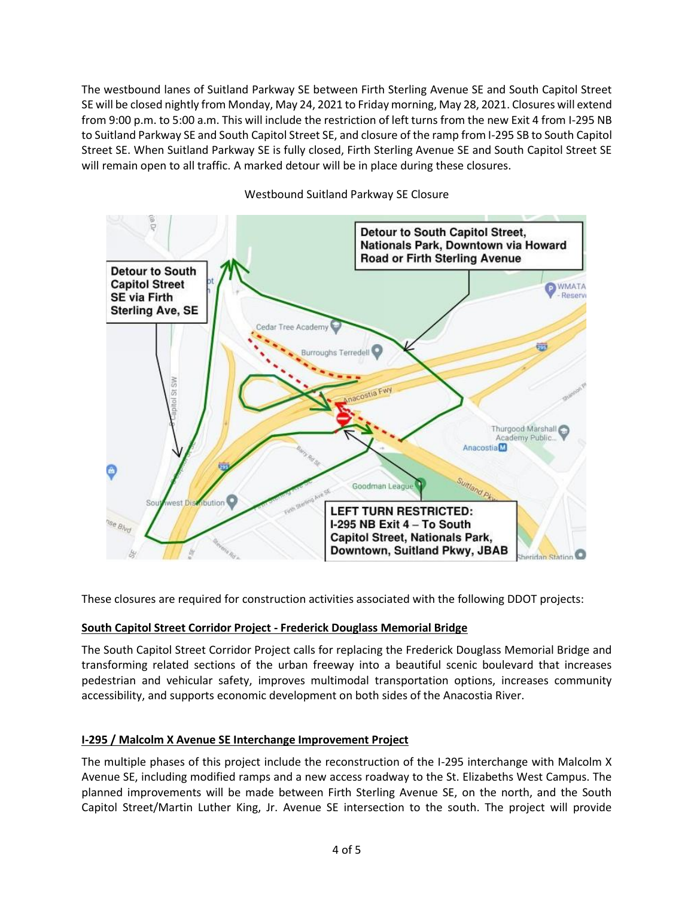The westbound lanes of Suitland Parkway SE between Firth Sterling Avenue SE and South Capitol Street SE will be closed nightly from Monday, May 24, 2021 to Friday morning, May 28, 2021. Closures will extend from 9:00 p.m. to 5:00 a.m. This will include the restriction of left turns from the new Exit 4 from I-295 NB to Suitland Parkway SE and South Capitol Street SE, and closure of the ramp from I-295 SB to South Capitol Street SE. When Suitland Parkway SE is fully closed, Firth Sterling Avenue SE and South Capitol Street SE will remain open to all traffic. A marked detour will be in place during these closures.

Westbound Suitland Parkway SE Closure

These closures are required for construction activities associated with the following DDOT projects:

**South Capitol Street Corridor Project - Frederick Douglass Memorial Bridge**

The South Capitol Street Corridor Project calls for replacing the Frederick Douglass Memorial Bridge and transforming related sections of the urban freeway into a beautiful scenic boulevard that increases pedestrian and vehicular safety, improves multimodal transportation options, increases community accessibility, and supports economic development on both sides of the Anacostia River.

**I-295 / Malcolm X Avenue SE Interchange Improvement Project**

The multiple phases of this project include the reconstruction of the I-295 interchange with Malcolm X Avenue SE, including modified ramps and a new access roadway to the St. Elizabeths West Campus. The planned improvements will be made between Firth Sterling Avenue SE, on the north, and the South Capitol Street/Martin Luther King, Jr. Avenue SE intersection to the south. The project will provide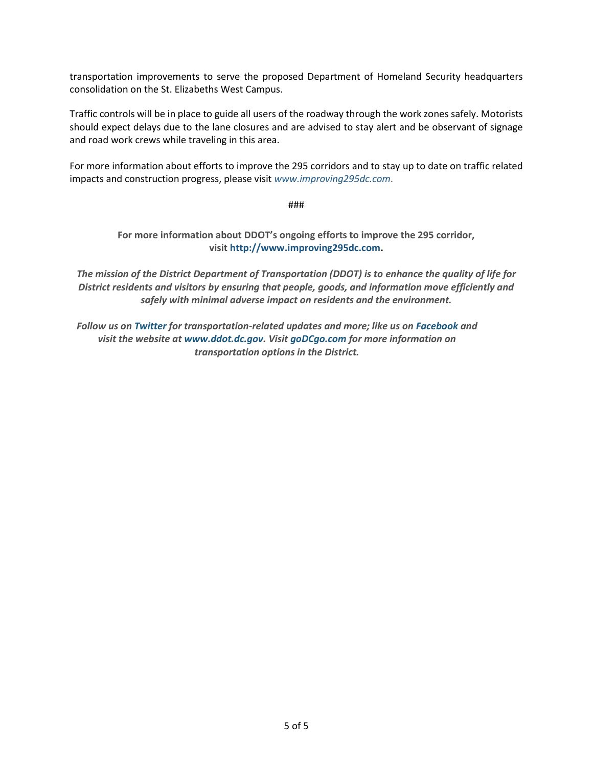transportation improvements to serve the proposed Department of Homeland Security headquarters consolidation on the St. Elizabeths West Campus.

Traffic controls will be in place to guide all users of the roadway through the work zones safely. Motorists should expect delays due to the lane closures and are advised to stay alert and be observant of signage and road work crews while traveling in this area.

For more information about efforts to improve the 295 corridors and to stay up to date on traffic related impacts and construction progress, please visit *www.improving295dc.com*.

###

**For more information about DDOT's ongoing efforts to improve the 295 corridor, visit http://www.improving295dc.com.**

***The mission of the District Department of Transportation (DDOT) is to enhance the quality of life for District residents and visitors by ensuring that people, goods, and information move efficiently and safely with minimal adverse impact on residents and the environment.***

***Follow us on Twitter for transportation-related updates and more; like us on Facebook and visit the website at www.ddot.dc.gov. Visit goDCgo.com for more information on transportation options in the District.***